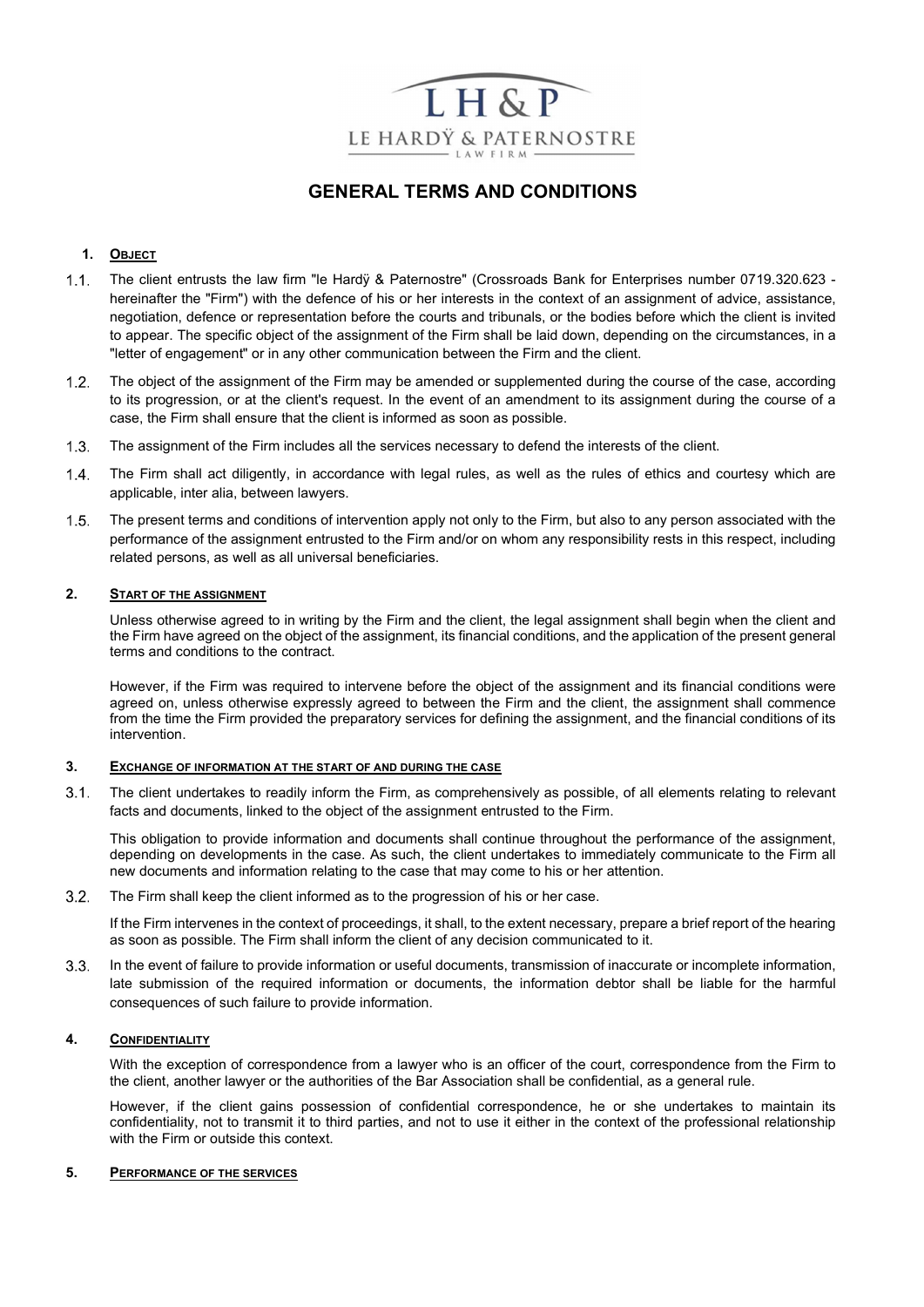LH & P

LE HARDŸ & PATERNOSTRE

LAW FIRM

# GENERAL TERMS AND CONDITIONS

## 1. Object

1.1. The client entrusts the law firm "le Hardÿ & Paternostre" (Crossroads Bank for Enterprises number 0719.320.623 - hereinafter the "Firm") with the defence of his or her interests in the context of an assignment of advice, assistance, negotiation, defence or representation before the courts and tribunals, or the bodies before which the client is invited to appear. The specific object of the assignment of the Firm shall be laid down, depending on the circumstances, in a "letter of engagement" or in any other communication between the Firm and the client.

1.2. The object of the assignment of the Firm may be amended or supplemented during the course of the case, according to its progression, or at the client's request. In the event of an amendment to its assignment during the course of a case, the Firm shall ensure that the client is informed as soon as possible.

1.3. The assignment of the Firm includes all the services necessary to defend the interests of the client.

1.4. The Firm shall act diligently, in accordance with legal rules, as well as the rules of ethics and courtesy which are applicable, inter alia, between lawyers.

1.5. The present terms and conditions of intervention apply not only to the Firm, but also to any person associated with the performance of the assignment entrusted to the Firm and/or on whom any responsibility rests in this respect, including related persons, as well as all universal beneficiaries.

## 2. Start of the assignment

Unless otherwise agreed to in writing by the Firm and the client, the legal assignment shall begin when the client and the Firm have agreed on the object of the assignment, its financial conditions, and the application of the present general terms and conditions to the contract.

However, if the Firm was required to intervene before the object of the assignment and its financial conditions were agreed on, unless otherwise expressly agreed to between the Firm and the client, the assignment shall commence from the time the Firm provided the preparatory services for defining the assignment, and the financial conditions of its intervention.

## 3. Exchange of information at the start of and during the case

3.1. The client undertakes to readily inform the Firm, as comprehensively as possible, of all elements relating to relevant facts and documents, linked to the object of the assignment entrusted to the Firm.

This obligation to provide information and documents shall continue throughout the performance of the assignment, depending on developments in the case. As such, the client undertakes to immediately communicate to the Firm all new documents and information relating to the case that may come to his or her attention.

3.2. The Firm shall keep the client informed as to the progression of his or her case.

If the Firm intervenes in the context of proceedings, it shall, to the extent necessary, prepare a brief report of the hearing as soon as possible. The Firm shall inform the client of any decision communicated to it.

3.3. In the event of failure to provide information or useful documents, transmission of inaccurate or incomplete information, late submission of the required information or documents, the information debtor shall be liable for the harmful consequences of such failure to provide information.

## 4. Confidentiality

With the exception of correspondence from a lawyer who is an officer of the court, correspondence from the Firm to the client, another lawyer or the authorities of the Bar Association shall be confidential, as a general rule.

However, if the client gains possession of confidential correspondence, he or she undertakes to maintain its confidentiality, not to transmit it to third parties, and not to use it either in the context of the professional relationship with the Firm or outside this context.

## 5. Performance of the services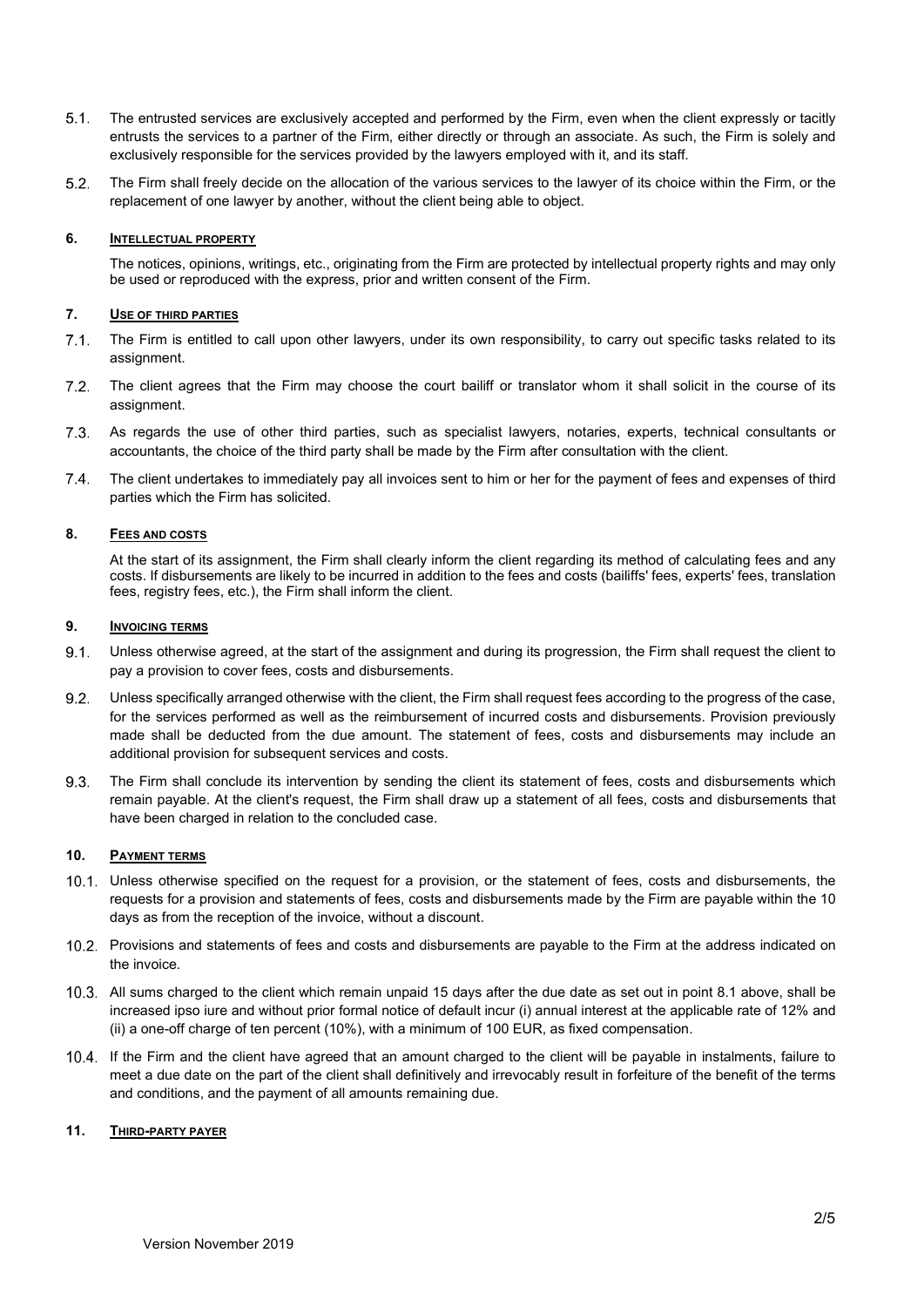5.1. The entrusted services are exclusively accepted and performed by the Firm, even when the client expressly or tacitly entrusts the services to a partner of the Firm, either directly or through an associate. As such, the Firm is solely and exclusively responsible for the services provided by the lawyers employed with it, and its staff.

5.2. The Firm shall freely decide on the allocation of the various services to the lawyer of its choice within the Firm, or the replacement of one lawyer by another, without the client being able to object.

## 6. Intellectual property

The notices, opinions, writings, etc., originating from the Firm are protected by intellectual property rights and may only be used or reproduced with the express, prior and written consent of the Firm.

## 7. Use of third parties

7.1. The Firm is entitled to call upon other lawyers, under its own responsibility, to carry out specific tasks related to its assignment.

7.2. The client agrees that the Firm may choose the court bailiff or translator whom it shall solicit in the course of its assignment.

7.3. As regards the use of other third parties, such as specialist lawyers, notaries, experts, technical consultants or accountants, the choice of the third party shall be made by the Firm after consultation with the client.

7.4. The client undertakes to immediately pay all invoices sent to him or her for the payment of fees and expenses of third parties which the Firm has solicited.

## 8. Fees and costs

At the start of its assignment, the Firm shall clearly inform the client regarding its method of calculating fees and any costs. If disbursements are likely to be incurred in addition to the fees and costs (bailiffs' fees, experts' fees, translation fees, registry fees, etc.), the Firm shall inform the client.

## 9. Invoicing terms

9.1. Unless otherwise agreed, at the start of the assignment and during its progression, the Firm shall request the client to pay a provision to cover fees, costs and disbursements.

9.2. Unless specifically arranged otherwise with the client, the Firm shall request fees according to the progress of the case, for the services performed as well as the reimbursement of incurred costs and disbursements. Provision previously made shall be deducted from the due amount. The statement of fees, costs and disbursements may include an additional provision for subsequent services and costs.

9.3. The Firm shall conclude its intervention by sending the client its statement of fees, costs and disbursements which remain payable. At the client's request, the Firm shall draw up a statement of all fees, costs and disbursements that have been charged in relation to the concluded case.

## 10. Payment terms

10.1. Unless otherwise specified on the request for a provision, or the statement of fees, costs and disbursements, the requests for a provision and statements of fees, costs and disbursements made by the Firm are payable within the 10 days as from the reception of the invoice, without a discount.

10.2. Provisions and statements of fees and costs and disbursements are payable to the Firm at the address indicated on the invoice.

10.3. All sums charged to the client which remain unpaid 15 days after the due date as set out in point 8.1 above, shall be increased ipso iure and without prior formal notice of default incur (i) annual interest at the applicable rate of 12% and (ii) a one-off charge of ten percent (10%), with a minimum of 100 EUR, as fixed compensation.

10.4. If the Firm and the client have agreed that an amount charged to the client will be payable in instalments, failure to meet a due date on the part of the client shall definitively and irrevocably result in forfeiture of the benefit of the terms and conditions, and the payment of all amounts remaining due.

## 11. Third-party payer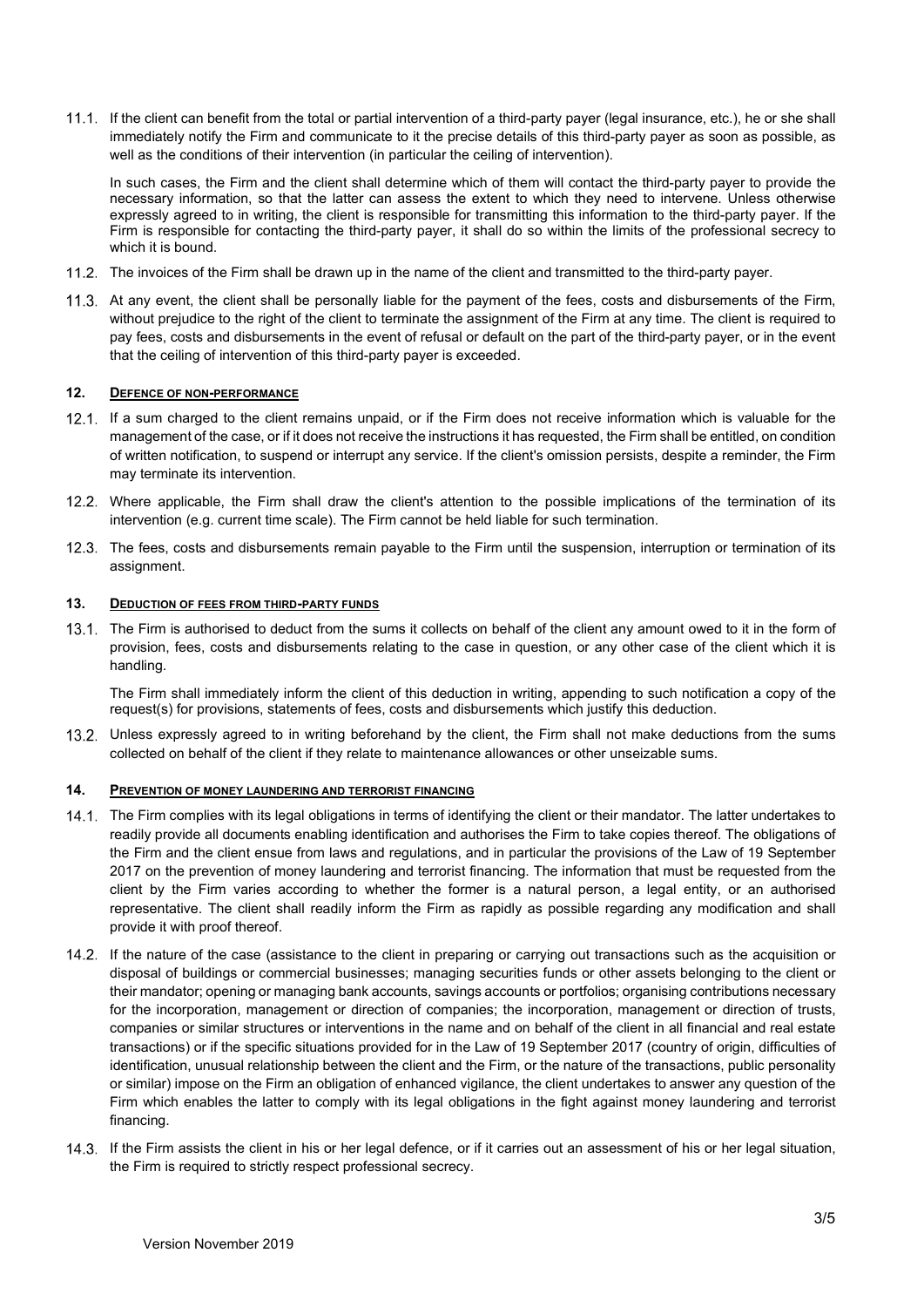11.1. If the client can benefit from the total or partial intervention of a third-party payer (legal insurance, etc.), he or she shall immediately notify the Firm and communicate to it the precise details of this third-party payer as soon as possible, as well as the conditions of their intervention (in particular the ceiling of intervention).

In such cases, the Firm and the client shall determine which of them will contact the third-party payer to provide the necessary information, so that the latter can assess the extent to which they need to intervene. Unless otherwise expressly agreed to in writing, the client is responsible for transmitting this information to the third-party payer. If the Firm is responsible for contacting the third-party payer, it shall do so within the limits of the professional secrecy to which it is bound.

11.2. The invoices of the Firm shall be drawn up in the name of the client and transmitted to the third-party payer.

11.3. At any event, the client shall be personally liable for the payment of the fees, costs and disbursements of the Firm, without prejudice to the right of the client to terminate the assignment of the Firm at any time. The client is required to pay fees, costs and disbursements in the event of refusal or default on the part of the third-party payer, or in the event that the ceiling of intervention of this third-party payer is exceeded.

## 12. DEFENCE OF NON-PERFORMANCE

12.1. If a sum charged to the client remains unpaid, or if the Firm does not receive information which is valuable for the management of the case, or if it does not receive the instructions it has requested, the Firm shall be entitled, on condition of written notification, to suspend or interrupt any service. If the client's omission persists, despite a reminder, the Firm may terminate its intervention.

12.2. Where applicable, the Firm shall draw the client's attention to the possible implications of the termination of its intervention (e.g. current time scale). The Firm cannot be held liable for such termination.

12.3. The fees, costs and disbursements remain payable to the Firm until the suspension, interruption or termination of its assignment.

## 13. DEDUCTION OF FEES FROM THIRD-PARTY FUNDS

13.1. The Firm is authorised to deduct from the sums it collects on behalf of the client any amount owed to it in the form of provision, fees, costs and disbursements relating to the case in question, or any other case of the client which it is handling.

The Firm shall immediately inform the client of this deduction in writing, appending to such notification a copy of the request(s) for provisions, statements of fees, costs and disbursements which justify this deduction.

13.2. Unless expressly agreed to in writing beforehand by the client, the Firm shall not make deductions from the sums collected on behalf of the client if they relate to maintenance allowances or other unseizable sums.

## 14. PREVENTION OF MONEY LAUNDERING AND TERRORIST FINANCING

14.1. The Firm complies with its legal obligations in terms of identifying the client or their mandator. The latter undertakes to readily provide all documents enabling identification and authorises the Firm to take copies thereof. The obligations of the Firm and the client ensue from laws and regulations, and in particular the provisions of the Law of 19 September 2017 on the prevention of money laundering and terrorist financing. The information that must be requested from the client by the Firm varies according to whether the former is a natural person, a legal entity, or an authorised representative. The client shall readily inform the Firm as rapidly as possible regarding any modification and shall provide it with proof thereof.

14.2. If the nature of the case (assistance to the client in preparing or carrying out transactions such as the acquisition or disposal of buildings or commercial businesses; managing securities funds or other assets belonging to the client or their mandator; opening or managing bank accounts, savings accounts or portfolios; organising contributions necessary for the incorporation, management or direction of companies; the incorporation, management or direction of trusts, companies or similar structures or interventions in the name and on behalf of the client in all financial and real estate transactions) or if the specific situations provided for in the Law of 19 September 2017 (country of origin, difficulties of identification, unusual relationship between the client and the Firm, or the nature of the transactions, public personality or similar) impose on the Firm an obligation of enhanced vigilance, the client undertakes to answer any question of the Firm which enables the latter to comply with its legal obligations in the fight against money laundering and terrorist financing.

14.3. If the Firm assists the client in his or her legal defence, or if it carries out an assessment of his or her legal situation, the Firm is required to strictly respect professional secrecy.

Version November 2019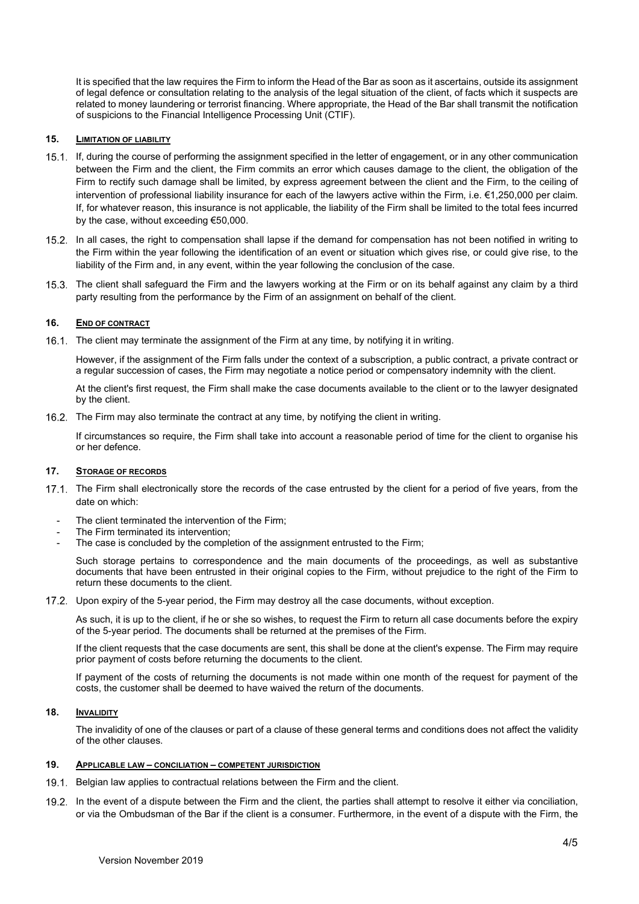It is specified that the law requires the Firm to inform the Head of the Bar as soon as it ascertains, outside its assignment of legal defence or consultation relating to the analysis of the legal situation of the client, of facts which it suspects are related to money laundering or terrorist financing. Where appropriate, the Head of the Bar shall transmit the notification of suspicions to the Financial Intelligence Processing Unit (CTIF).

## 15. LIMITATION OF LIABILITY

15.1. If, during the course of performing the assignment specified in the letter of engagement, or in any other communication between the Firm and the client, the Firm commits an error which causes damage to the client, the obligation of the Firm to rectify such damage shall be limited, by express agreement between the client and the Firm, to the ceiling of intervention of professional liability insurance for each of the lawyers active within the Firm, i.e. €1,250,000 per claim. If, for whatever reason, this insurance is not applicable, the liability of the Firm shall be limited to the total fees incurred by the case, without exceeding €50,000.

15.2. In all cases, the right to compensation shall lapse if the demand for compensation has not been notified in writing to the Firm within the year following the identification of an event or situation which gives rise, or could give rise, to the liability of the Firm and, in any event, within the year following the conclusion of the case.

15.3. The client shall safeguard the Firm and the lawyers working at the Firm or on its behalf against any claim by a third party resulting from the performance by the Firm of an assignment on behalf of the client.

## 16. END OF CONTRACT

16.1. The client may terminate the assignment of the Firm at any time, by notifying it in writing.

However, if the assignment of the Firm falls under the context of a subscription, a public contract, a private contract or a regular succession of cases, the Firm may negotiate a notice period or compensatory indemnity with the client.

At the client's first request, the Firm shall make the case documents available to the client or to the lawyer designated by the client.

16.2. The Firm may also terminate the contract at any time, by notifying the client in writing.

If circumstances so require, the Firm shall take into account a reasonable period of time for the client to organise his or her defence.

## 17. STORAGE OF RECORDS

17.1. The Firm shall electronically store the records of the case entrusted by the client for a period of five years, from the date on which:

- The client terminated the intervention of the Firm;
- The Firm terminated its intervention;
- The case is concluded by the completion of the assignment entrusted to the Firm;

Such storage pertains to correspondence and the main documents of the proceedings, as well as substantive documents that have been entrusted in their original copies to the Firm, without prejudice to the right of the Firm to return these documents to the client.

17.2. Upon expiry of the 5-year period, the Firm may destroy all the case documents, without exception.

As such, it is up to the client, if he or she so wishes, to request the Firm to return all case documents before the expiry of the 5-year period. The documents shall be returned at the premises of the Firm.

If the client requests that the case documents are sent, this shall be done at the client's expense. The Firm may require prior payment of costs before returning the documents to the client.

If payment of the costs of returning the documents is not made within one month of the request for payment of the costs, the customer shall be deemed to have waived the return of the documents.

## 18. INVALIDITY

The invalidity of one of the clauses or part of a clause of these general terms and conditions does not affect the validity of the other clauses.

## 19. APPLICABLE LAW – CONCILIATION – COMPETENT JURISDICTION

19.1. Belgian law applies to contractual relations between the Firm and the client.

19.2. In the event of a dispute between the Firm and the client, the parties shall attempt to resolve it either via conciliation, or via the Ombudsman of the Bar if the client is a consumer. Furthermore, in the event of a dispute with the Firm, the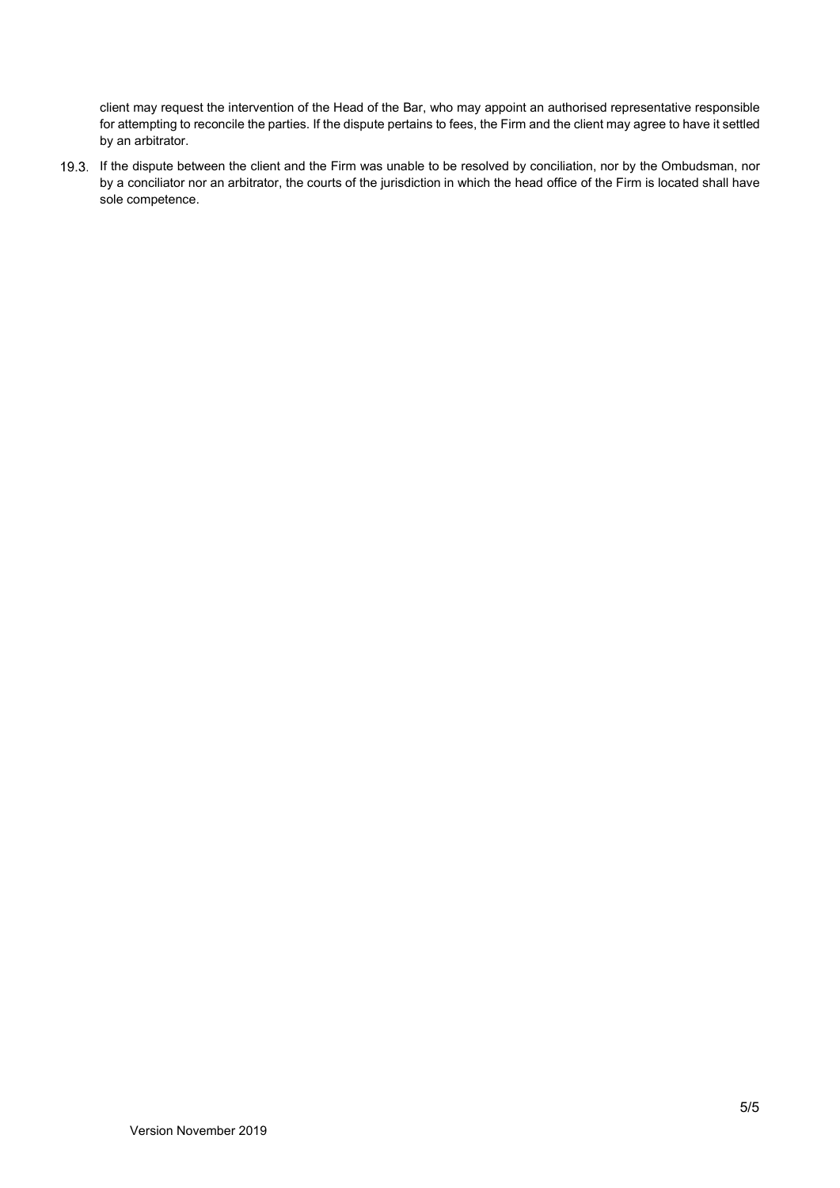client may request the intervention of the Head of the Bar, who may appoint an authorised representative responsible for attempting to reconcile the parties. If the dispute pertains to fees, the Firm and the client may agree to have it settled by an arbitrator.

19.3. If the dispute between the client and the Firm was unable to be resolved by conciliation, nor by the Ombudsman, nor by a conciliator nor an arbitrator, the courts of the jurisdiction in which the head office of the Firm is located shall have sole competence.

Version November 2019